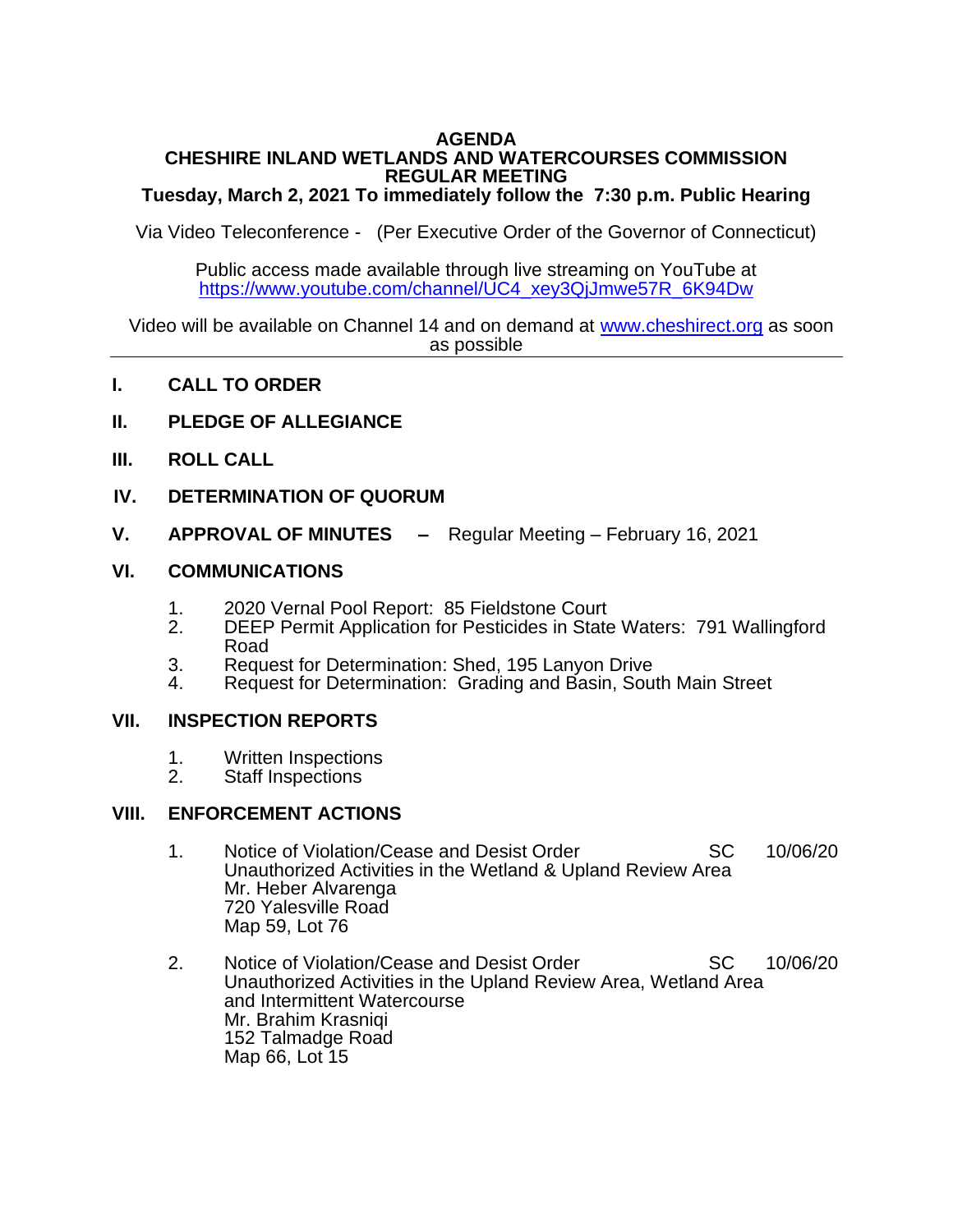# AGENDA
## CHESHIRE INLAND WETLANDS AND WATERCOURSES COMMISSION
## REGULAR MEETING
### Tuesday, March 2, 2021 To immediately follow the 7:30 p.m. Public Hearing

Via Video Teleconference - (Per Executive Order of the Governor of Connecticut)

Public access made available through live streaming on YouTube at
https://www.youtube.com/channel/UC4_xey3QjJmwe57R_6K94Dw

Video will be available on Channel 14 and on demand at www.cheshirect.org as soon as possible

---

**I. CALL TO ORDER**

**II. PLEDGE OF ALLEGIANCE**

**III. ROLL CALL**

**IV. DETERMINATION OF QUORUM**

**V. APPROVAL OF MINUTES –** Regular Meeting – February 16, 2021

**VI. COMMUNICATIONS**

1. 2020 Vernal Pool Report: 85 Fieldstone Court
2. DEEP Permit Application for Pesticides in State Waters: 791 Wallingford Road
3. Request for Determination: Shed, 195 Lanyon Drive
4. Request for Determination: Grading and Basin, South Main Street

**VII. INSPECTION REPORTS**

1. Written Inspections
2. Staff Inspections

**VIII. ENFORCEMENT ACTIONS**

1. Notice of Violation/Cease and Desist Order SC 10/06/20
   Unauthorized Activities in the Wetland & Upland Review Area
   Mr. Heber Alvarenga
   720 Yalesville Road
   Map 59, Lot 76

2. Notice of Violation/Cease and Desist Order SC 10/06/20
   Unauthorized Activities in the Upland Review Area, Wetland Area and Intermittent Watercourse
   Mr. Brahim Krasniqi
   152 Talmadge Road
   Map 66, Lot 15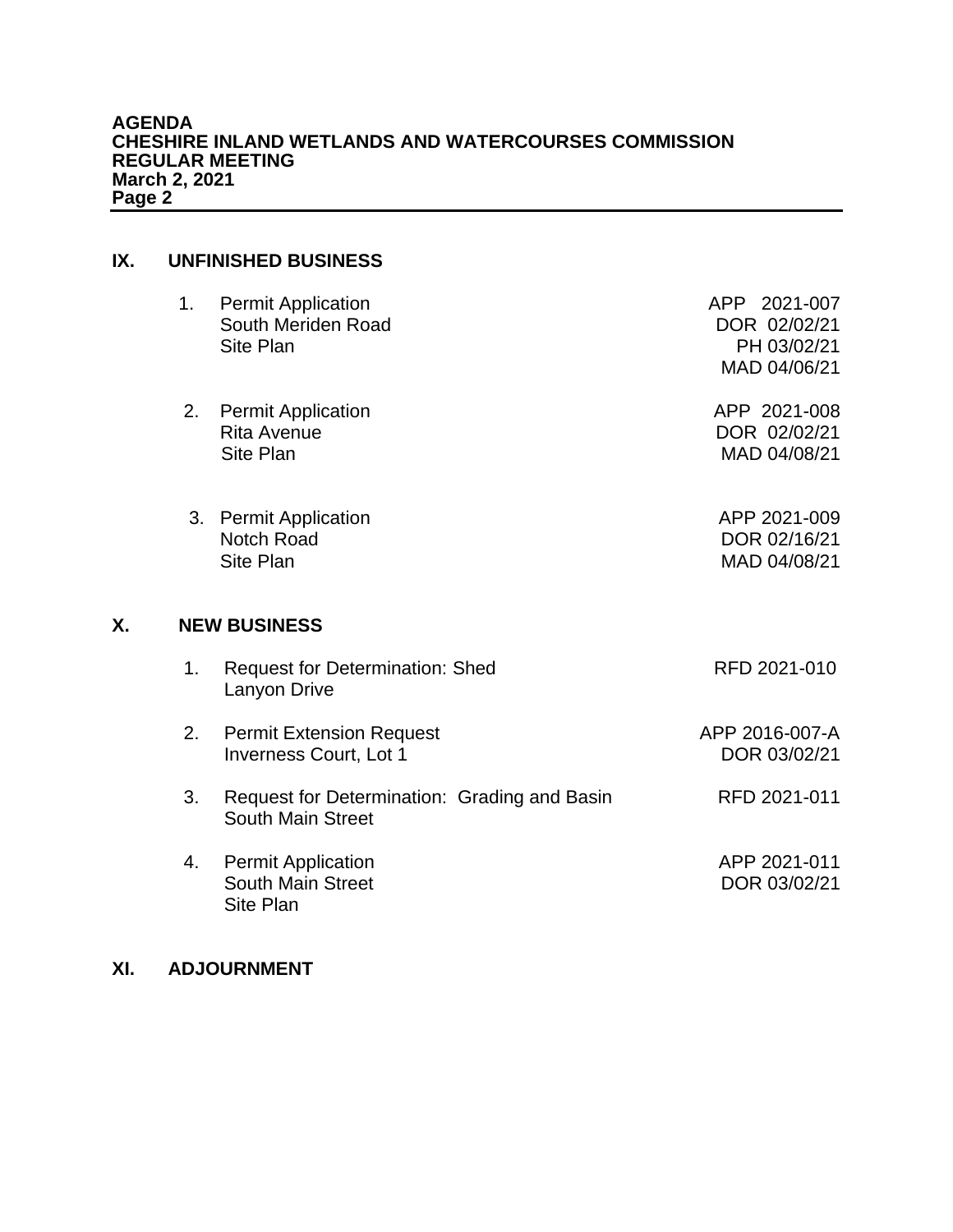## IX. UNFINISHED BUSINESS

1. Permit Application — APP 2021-007
   South Meriden Road — DOR 02/02/21
   Site Plan — PH 03/02/21
   MAD 04/06/21

2. Permit Application — APP 2021-008
   Rita Avenue — DOR 02/02/21
   Site Plan — MAD 04/08/21

3. Permit Application — APP 2021-009
   Notch Road — DOR 02/16/21
   Site Plan — MAD 04/08/21

## X. NEW BUSINESS

1. Request for Determination: Shed — RFD 2021-010
   Lanyon Drive

2. Permit Extension Request — APP 2016-007-A
   Inverness Court, Lot 1 — DOR 03/02/21

3. Request for Determination: Grading and Basin — RFD 2021-011
   South Main Street

4. Permit Application — APP 2021-011
   South Main Street — DOR 03/02/21
   Site Plan

## XI. ADJOURNMENT